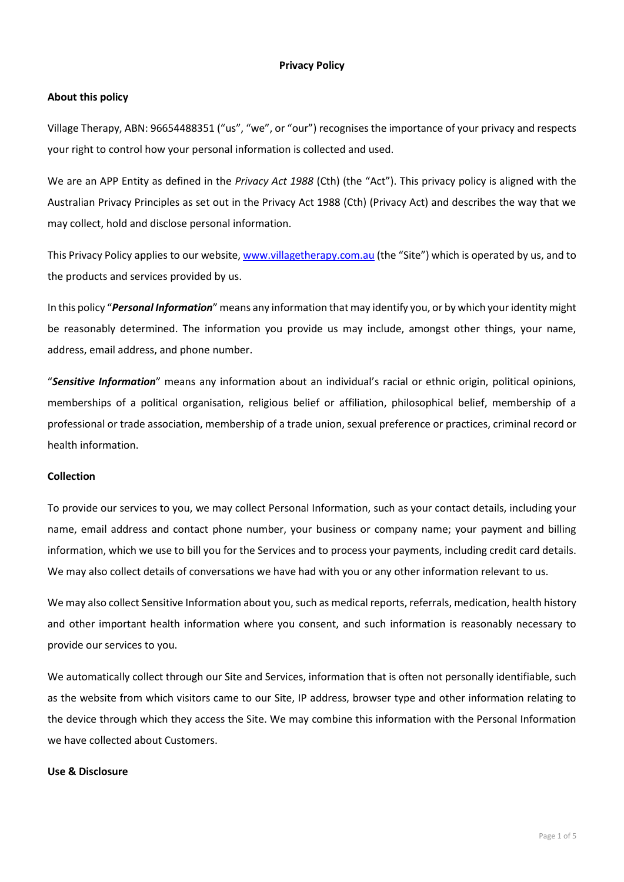# Privacy Policy

## About this policy

Village Therapy, ABN: 96654488351 ("us", "we", or "our") recognises the importance of your privacy and respects your right to control how your personal information is collected and used.

We are an APP Entity as defined in the *Privacy Act 1988* (Cth) (the "Act"). This privacy policy is aligned with the Australian Privacy Principles as set out in the Privacy Act 1988 (Cth) (Privacy Act) and describes the way that we may collect, hold and disclose personal information.

This Privacy Policy applies to our website, [www.villagetherapy.com.au](www.villagetherapy.com.au) (the "Site") which is operated by us, and to the products and services provided by us.

In this policy "***Personal Information***" means any information that may identify you, or by which your identity might be reasonably determined. The information you provide us may include, amongst other things, your name, address, email address, and phone number.

"***Sensitive Information***" means any information about an individual's racial or ethnic origin, political opinions, memberships of a political organisation, religious belief or affiliation, philosophical belief, membership of a professional or trade association, membership of a trade union, sexual preference or practices, criminal record or health information.

## Collection

To provide our services to you, we may collect Personal Information, such as your contact details, including your name, email address and contact phone number, your business or company name; your payment and billing information, which we use to bill you for the Services and to process your payments, including credit card details. We may also collect details of conversations we have had with you or any other information relevant to us.

We may also collect Sensitive Information about you, such as medical reports, referrals, medication, health history and other important health information where you consent, and such information is reasonably necessary to provide our services to you.

We automatically collect through our Site and Services, information that is often not personally identifiable, such as the website from which visitors came to our Site, IP address, browser type and other information relating to the device through which they access the Site. We may combine this information with the Personal Information we have collected about Customers.

## Use & Disclosure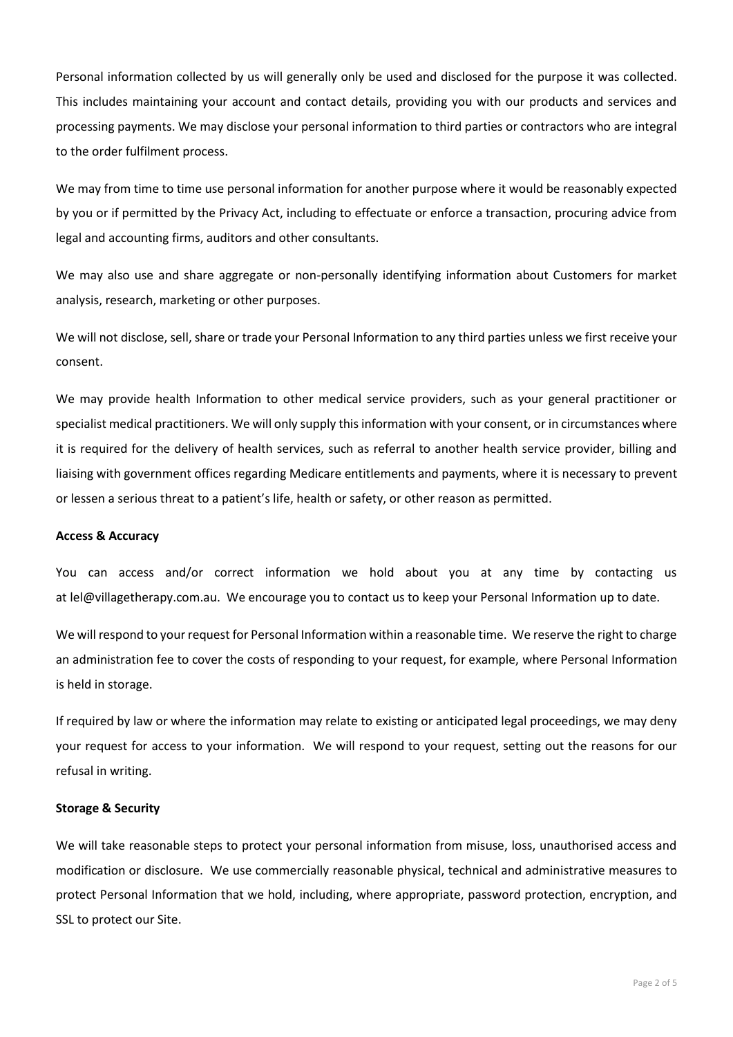Personal information collected by us will generally only be used and disclosed for the purpose it was collected. This includes maintaining your account and contact details, providing you with our products and services and processing payments. We may disclose your personal information to third parties or contractors who are integral to the order fulfilment process.

We may from time to time use personal information for another purpose where it would be reasonably expected by you or if permitted by the Privacy Act, including to effectuate or enforce a transaction, procuring advice from legal and accounting firms, auditors and other consultants.

We may also use and share aggregate or non-personally identifying information about Customers for market analysis, research, marketing or other purposes.

We will not disclose, sell, share or trade your Personal Information to any third parties unless we first receive your consent.

We may provide health Information to other medical service providers, such as your general practitioner or specialist medical practitioners. We will only supply this information with your consent, or in circumstances where it is required for the delivery of health services, such as referral to another health service provider, billing and liaising with government offices regarding Medicare entitlements and payments, where it is necessary to prevent or lessen a serious threat to a patient's life, health or safety, or other reason as permitted.

**Access & Accuracy**

You can access and/or correct information we hold about you at any time by contacting us at lel@villagetherapy.com.au. We encourage you to contact us to keep your Personal Information up to date.

We will respond to your request for Personal Information within a reasonable time. We reserve the right to charge an administration fee to cover the costs of responding to your request, for example, where Personal Information is held in storage.

If required by law or where the information may relate to existing or anticipated legal proceedings, we may deny your request for access to your information. We will respond to your request, setting out the reasons for our refusal in writing.

**Storage & Security**

We will take reasonable steps to protect your personal information from misuse, loss, unauthorised access and modification or disclosure. We use commercially reasonable physical, technical and administrative measures to protect Personal Information that we hold, including, where appropriate, password protection, encryption, and SSL to protect our Site.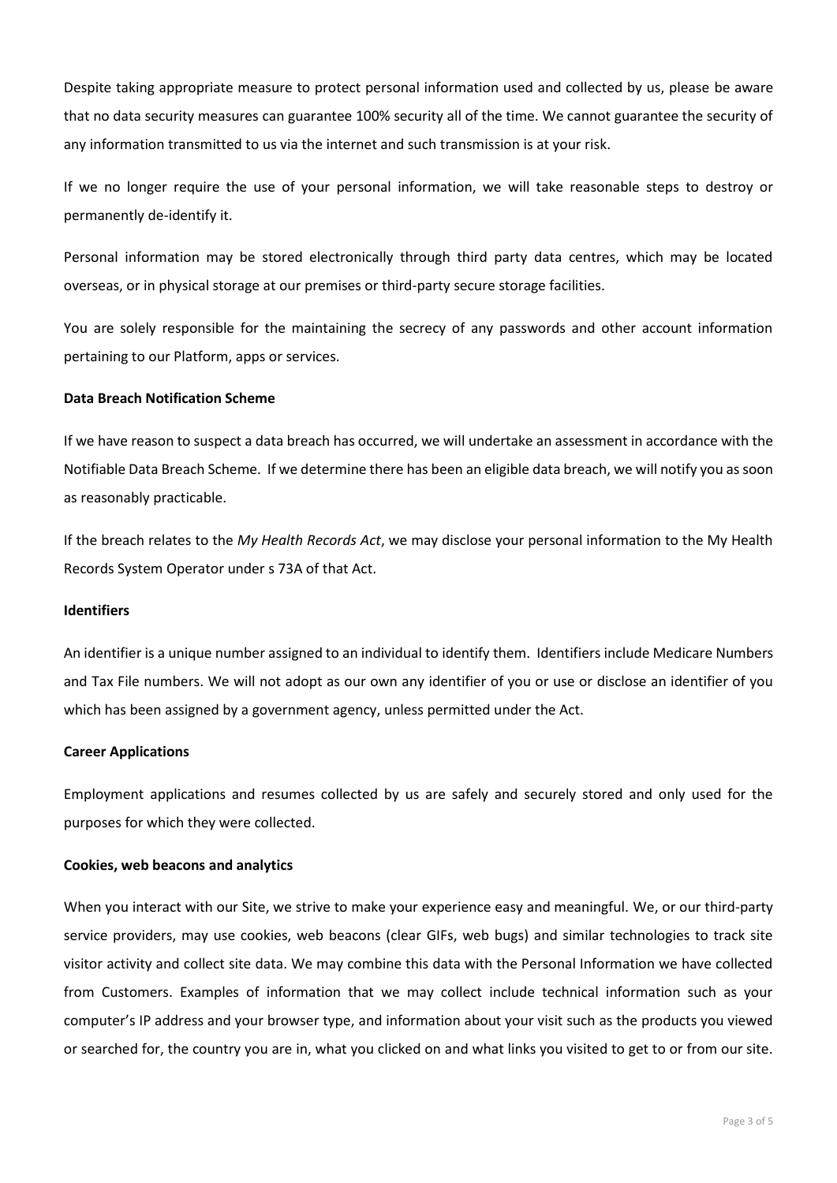Despite taking appropriate measure to protect personal information used and collected by us, please be aware that no data security measures can guarantee 100% security all of the time. We cannot guarantee the security of any information transmitted to us via the internet and such transmission is at your risk.

If we no longer require the use of your personal information, we will take reasonable steps to destroy or permanently de-identify it.

Personal information may be stored electronically through third party data centres, which may be located overseas, or in physical storage at our premises or third-party secure storage facilities.

You are solely responsible for the maintaining the secrecy of any passwords and other account information pertaining to our Platform, apps or services.

**Data Breach Notification Scheme**

If we have reason to suspect a data breach has occurred, we will undertake an assessment in accordance with the Notifiable Data Breach Scheme. If we determine there has been an eligible data breach, we will notify you as soon as reasonably practicable.

If the breach relates to the *My Health Records Act*, we may disclose your personal information to the My Health Records System Operator under s 73A of that Act.

**Identifiers**

An identifier is a unique number assigned to an individual to identify them. Identifiers include Medicare Numbers and Tax File numbers. We will not adopt as our own any identifier of you or use or disclose an identifier of you which has been assigned by a government agency, unless permitted under the Act.

**Career Applications**

Employment applications and resumes collected by us are safely and securely stored and only used for the purposes for which they were collected.

**Cookies, web beacons and analytics**

When you interact with our Site, we strive to make your experience easy and meaningful. We, or our third-party service providers, may use cookies, web beacons (clear GIFs, web bugs) and similar technologies to track site visitor activity and collect site data. We may combine this data with the Personal Information we have collected from Customers. Examples of information that we may collect include technical information such as your computer's IP address and your browser type, and information about your visit such as the products you viewed or searched for, the country you are in, what you clicked on and what links you visited to get to or from our site.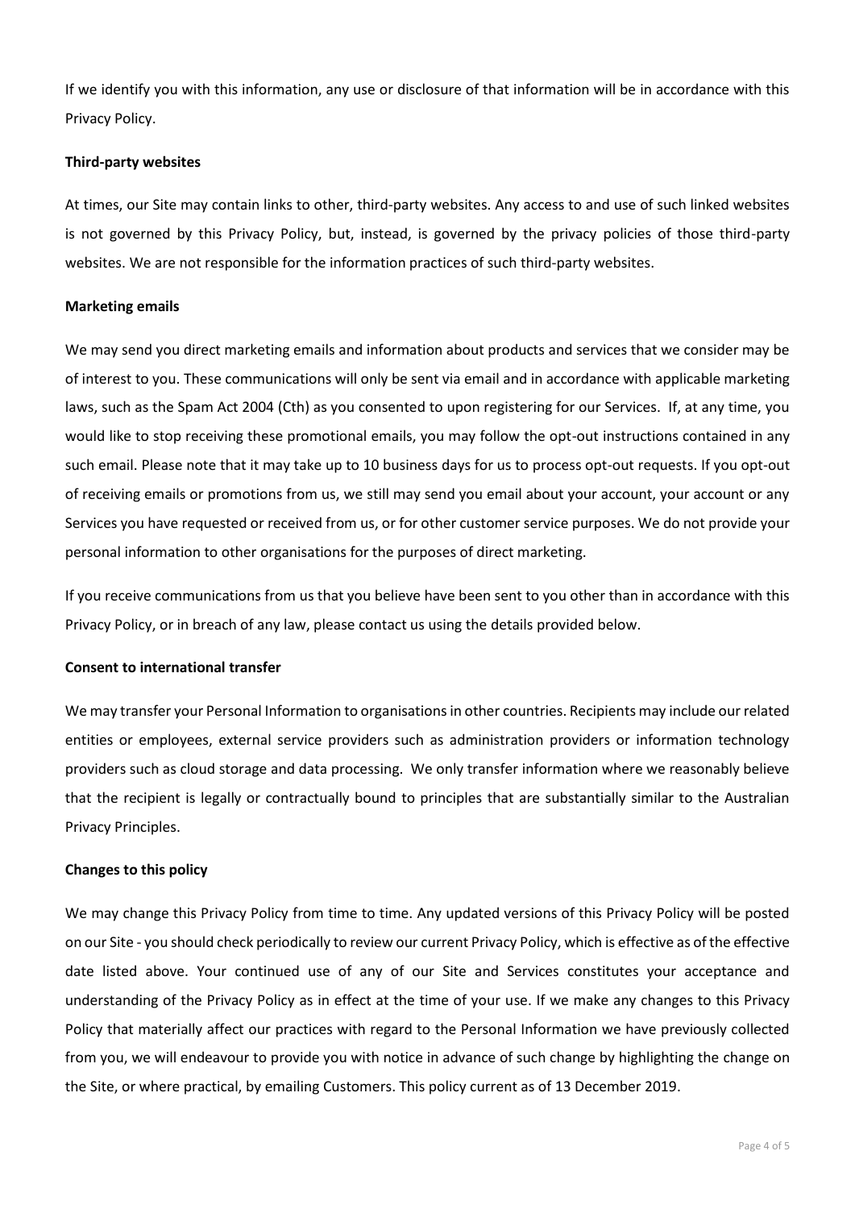If we identify you with this information, any use or disclosure of that information will be in accordance with this Privacy Policy.

**Third-party websites**

At times, our Site may contain links to other, third-party websites. Any access to and use of such linked websites is not governed by this Privacy Policy, but, instead, is governed by the privacy policies of those third-party websites. We are not responsible for the information practices of such third-party websites.

**Marketing emails**

We may send you direct marketing emails and information about products and services that we consider may be of interest to you. These communications will only be sent via email and in accordance with applicable marketing laws, such as the Spam Act 2004 (Cth) as you consented to upon registering for our Services. If, at any time, you would like to stop receiving these promotional emails, you may follow the opt-out instructions contained in any such email. Please note that it may take up to 10 business days for us to process opt-out requests. If you opt-out of receiving emails or promotions from us, we still may send you email about your account, your account or any Services you have requested or received from us, or for other customer service purposes. We do not provide your personal information to other organisations for the purposes of direct marketing.

If you receive communications from us that you believe have been sent to you other than in accordance with this Privacy Policy, or in breach of any law, please contact us using the details provided below.

**Consent to international transfer**

We may transfer your Personal Information to organisations in other countries. Recipients may include our related entities or employees, external service providers such as administration providers or information technology providers such as cloud storage and data processing. We only transfer information where we reasonably believe that the recipient is legally or contractually bound to principles that are substantially similar to the Australian Privacy Principles.

**Changes to this policy**

We may change this Privacy Policy from time to time. Any updated versions of this Privacy Policy will be posted on our Site - you should check periodically to review our current Privacy Policy, which is effective as of the effective date listed above. Your continued use of any of our Site and Services constitutes your acceptance and understanding of the Privacy Policy as in effect at the time of your use. If we make any changes to this Privacy Policy that materially affect our practices with regard to the Personal Information we have previously collected from you, we will endeavour to provide you with notice in advance of such change by highlighting the change on the Site, or where practical, by emailing Customers. This policy current as of 13 December 2019.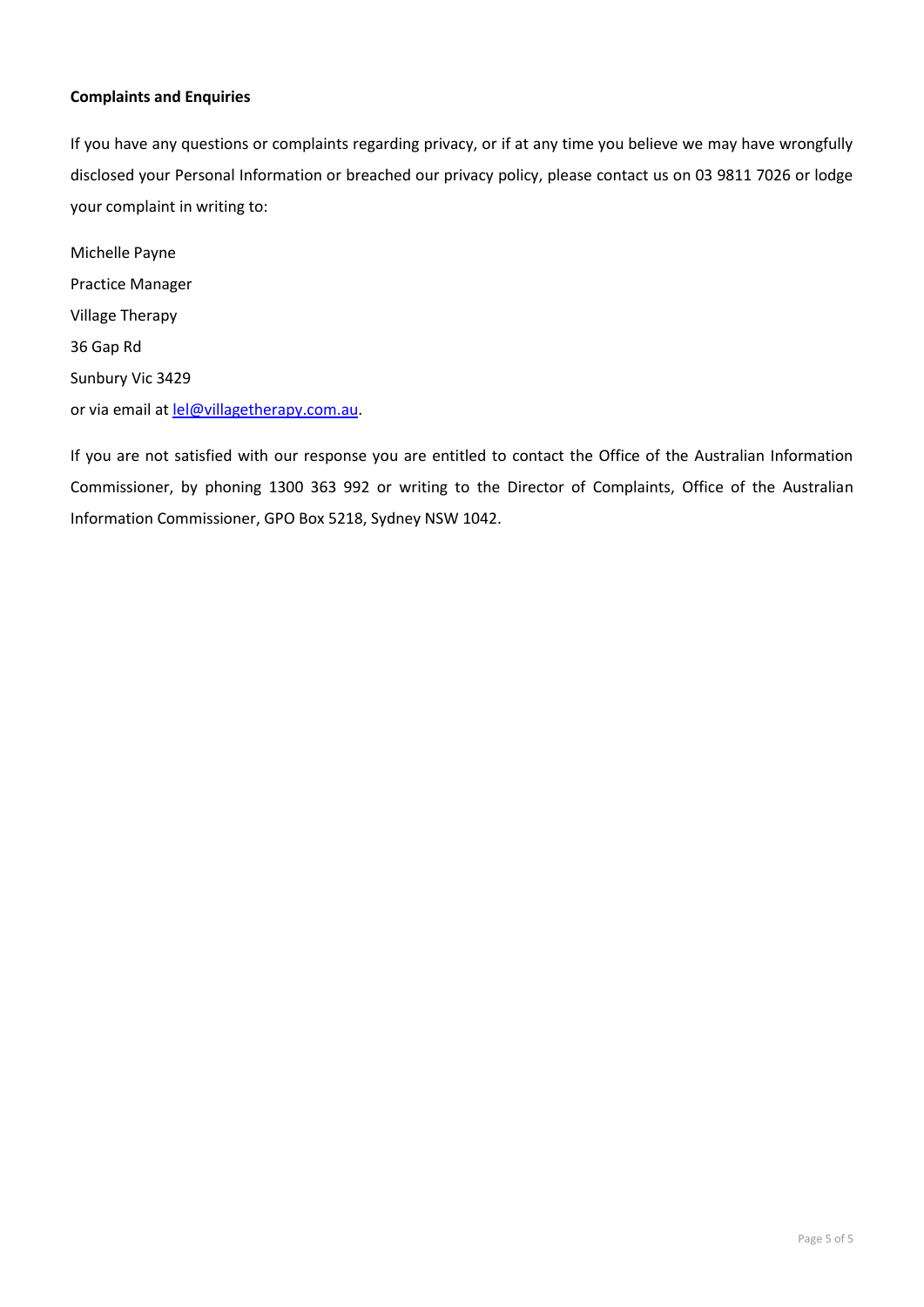**Complaints and Enquiries**

If you have any questions or complaints regarding privacy, or if at any time you believe we may have wrongfully disclosed your Personal Information or breached our privacy policy, please contact us on 03 9811 7026 or lodge your complaint in writing to:

Michelle Payne  
Practice Manager  
Village Therapy  
36 Gap Rd  
Sunbury Vic 3429  
or via email at lel@villagetherapy.com.au.

If you are not satisfied with our response you are entitled to contact the Office of the Australian Information Commissioner, by phoning 1300 363 992 or writing to the Director of Complaints, Office of the Australian Information Commissioner, GPO Box 5218, Sydney NSW 1042.